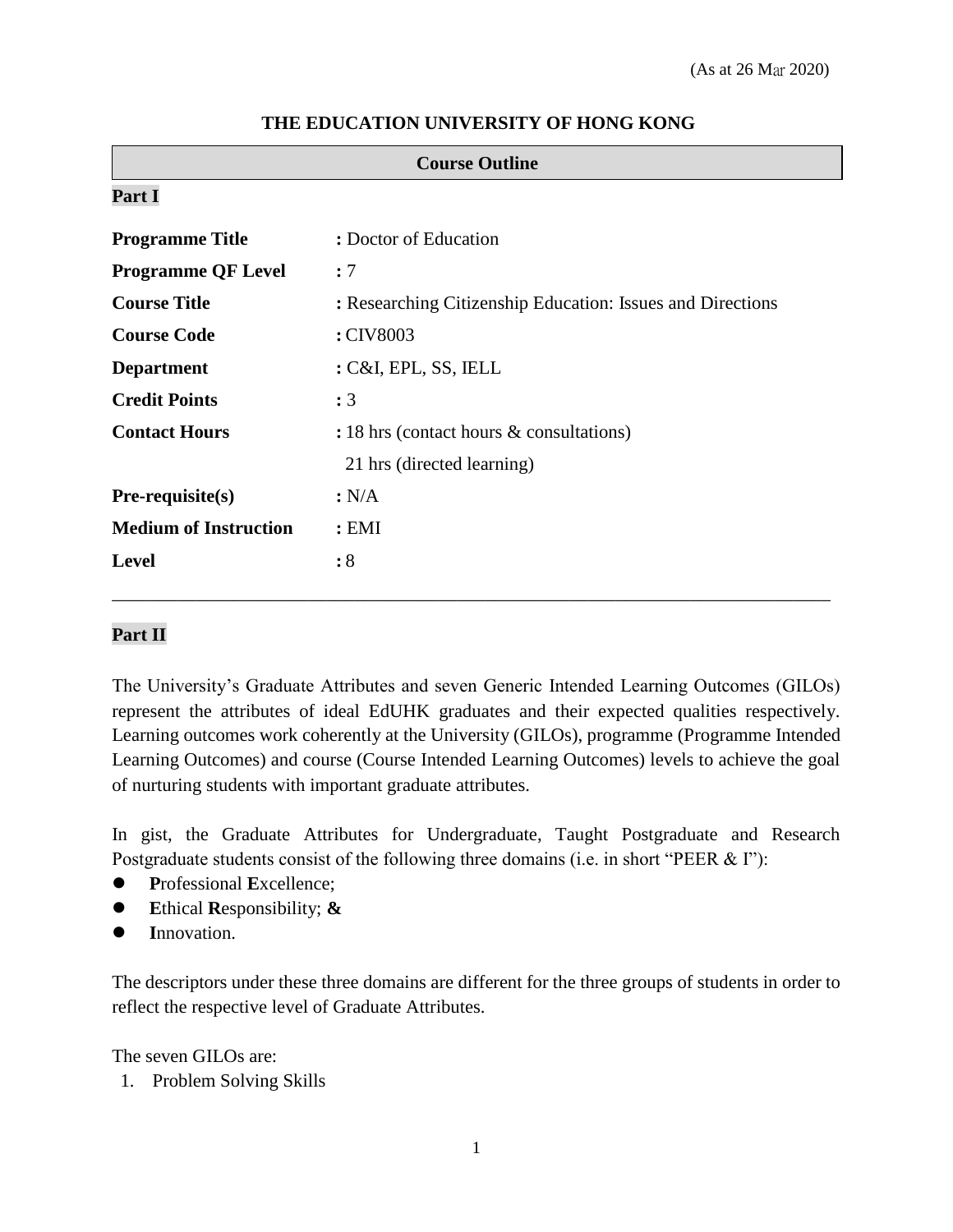(As at 26 Mar 2020)

# THE EDUCATION UNIVERSITY OF HONG KONG

## Course Outline

### Part I

| | |
|---|---|
| **Programme Title** | **:** Doctor of Education |
| **Programme QF Level** | **:** 7 |
| **Course Title** | **:** Researching Citizenship Education: Issues and Directions |
| **Course Code** | **:** CIV8003 |
| **Department** | **:** C&I, EPL, SS, IELL |
| **Credit Points** | **:** 3 |
| **Contact Hours** | **:** 18 hrs (contact hours & consultations)<br>21 hrs (directed learning) |
| **Pre-requisite(s)** | **:** N/A |
| **Medium of Instruction** | **:** EMI |
| **Level** | **:** 8 |

---

### Part II

The University's Graduate Attributes and seven Generic Intended Learning Outcomes (GILOs) represent the attributes of ideal EdUHK graduates and their expected qualities respectively. Learning outcomes work coherently at the University (GILOs), programme (Programme Intended Learning Outcomes) and course (Course Intended Learning Outcomes) levels to achieve the goal of nurturing students with important graduate attributes.

In gist, the Graduate Attributes for Undergraduate, Taught Postgraduate and Research Postgraduate students consist of the following three domains (i.e. in short "PEER & I"):

- **P**rofessional **E**xcellence;
- **E**thical **R**esponsibility; **&**
- **I**nnovation.

The descriptors under these three domains are different for the three groups of students in order to reflect the respective level of Graduate Attributes.

The seven GILOs are:

1. Problem Solving Skills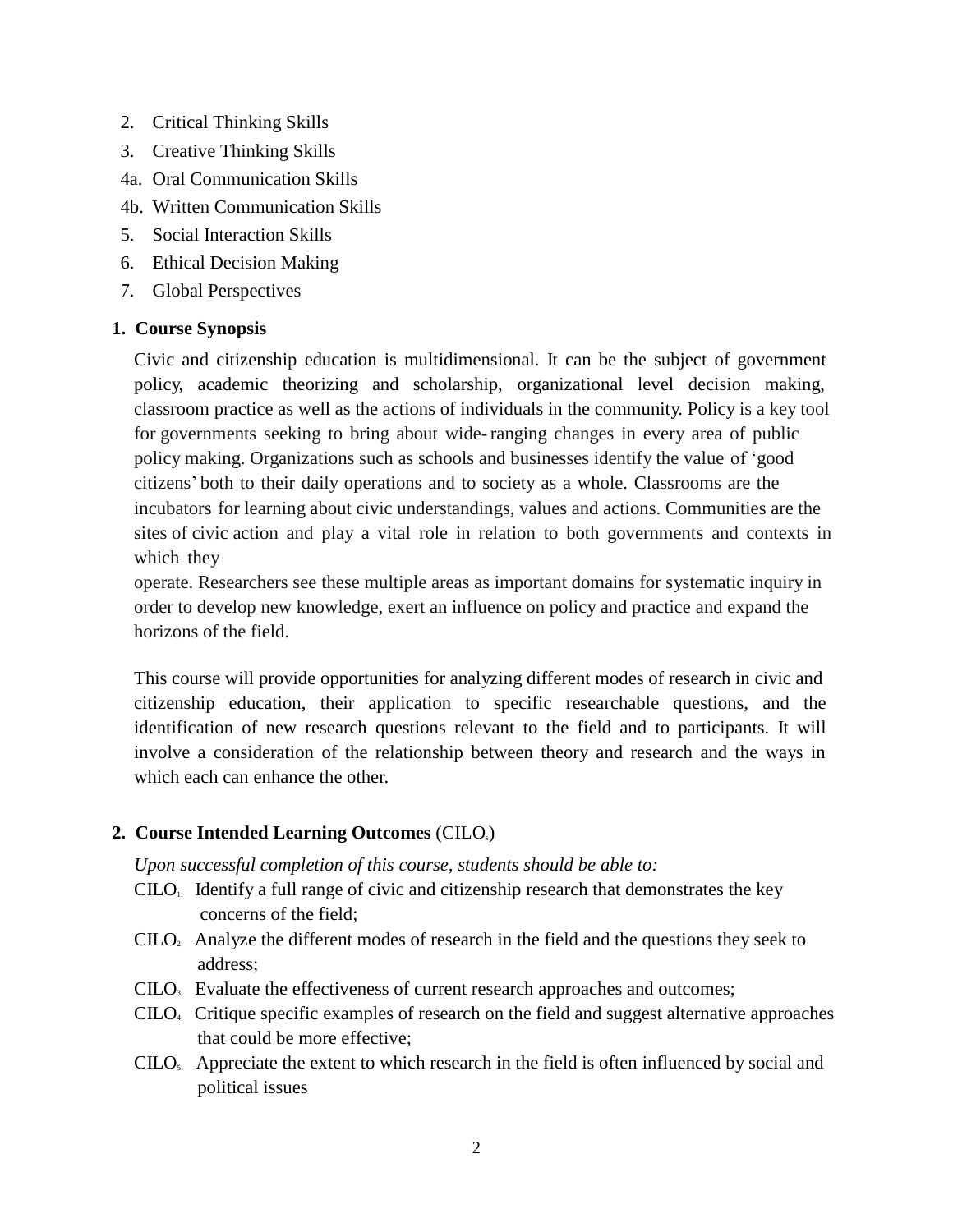2. Critical Thinking Skills
3. Creative Thinking Skills

4a. Oral Communication Skills

4b. Written Communication Skills

5. Social Interaction Skills
6. Ethical Decision Making
7. Global Perspectives

## 1. Course Synopsis

Civic and citizenship education is multidimensional. It can be the subject of government policy, academic theorizing and scholarship, organizational level decision making, classroom practice as well as the actions of individuals in the community. Policy is a key tool for governments seeking to bring about wide-ranging changes in every area of public policy making. Organizations such as schools and businesses identify the value of 'good citizens' both to their daily operations and to society as a whole. Classrooms are the incubators for learning about civic understandings, values and actions. Communities are the sites of civic action and play a vital role in relation to both governments and contexts in which they operate. Researchers see these multiple areas as important domains for systematic inquiry in order to develop new knowledge, exert an influence on policy and practice and expand the horizons of the field.

This course will provide opportunities for analyzing different modes of research in civic and citizenship education, their application to specific researchable questions, and the identification of new research questions relevant to the field and to participants. It will involve a consideration of the relationship between theory and research and the ways in which each can enhance the other.

## 2. Course Intended Learning Outcomes (CILOs)

*Upon successful completion of this course, students should be able to:*

- CILO1: Identify a full range of civic and citizenship research that demonstrates the key concerns of the field;
- CILO2: Analyze the different modes of research in the field and the questions they seek to address;
- CILO3: Evaluate the effectiveness of current research approaches and outcomes;
- CILO4: Critique specific examples of research on the field and suggest alternative approaches that could be more effective;
- CILO5: Appreciate the extent to which research in the field is often influenced by social and political issues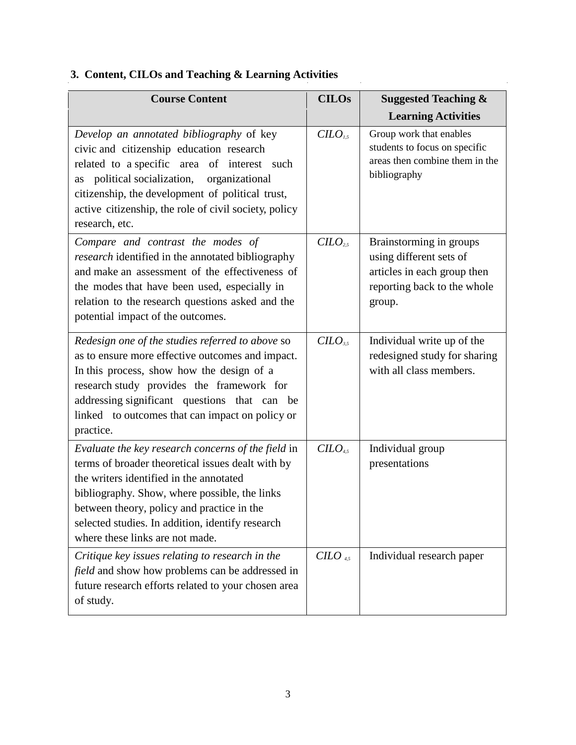### 3. Content, CILOs and Teaching & Learning Activities

| Course Content | CILOs | Suggested Teaching & Learning Activities |
|---|---|---|
| *Develop an annotated bibliography* of key civic and citizenship education research related to a specific area of interest such as political socialization, organizational citizenship, the development of political trust, active citizenship, the role of civil society, policy research, etc. | *CILO*$_{1,5}$ | Group work that enables students to focus on specific areas then combine them in the bibliography |
| *Compare and contrast the modes of research* identified in the annotated bibliography and make an assessment of the effectiveness of the modes that have been used, especially in relation to the research questions asked and the potential impact of the outcomes. | *CILO*$_{2,5}$ | Brainstorming in groups using different sets of articles in each group then reporting back to the whole group. |
| *Redesign one of the studies referred to above* so as to ensure more effective outcomes and impact. In this process, show how the design of a research study provides the framework for addressing significant questions that can be linked to outcomes that can impact on policy or practice. | *CILO*$_{3,5}$ | Individual write up of the redesigned study for sharing with all class members. |
| *Evaluate the key research concerns of the field* in terms of broader theoretical issues dealt with by the writers identified in the annotated bibliography. Show, where possible, the links between theory, policy and practice in the selected studies. In addition, identify research where these links are not made. | *CILO*$_{4,5}$ | Individual group presentations |
| *Critique key issues relating to research in the field* and show how problems can be addressed in future research efforts related to your chosen area of study. | *CILO* $_{4,5}$ | Individual research paper |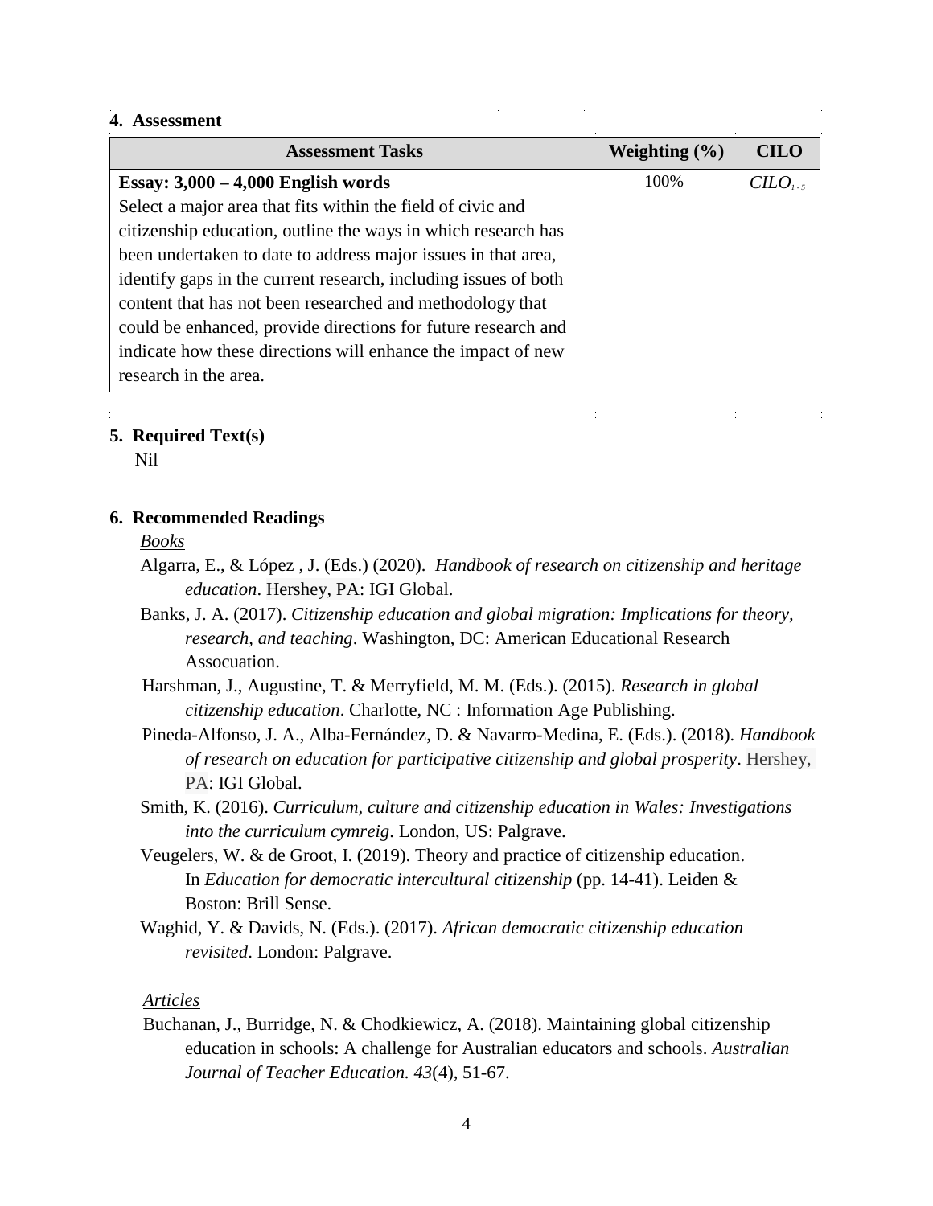## 4. Assessment

| Assessment Tasks | Weighting (%) | CILO |
|---|---|---|
| **Essay: 3,000 – 4,000 English words**<br>Select a major area that fits within the field of civic and citizenship education, outline the ways in which research has been undertaken to date to address major issues in that area, identify gaps in the current research, including issues of both content that has not been researched and methodology that could be enhanced, provide directions for future research and indicate how these directions will enhance the impact of new research in the area. | 100% | $CILO_{1-5}$ |

## 5. Required Text(s)

Nil

## 6. Recommended Readings

*Books*

Algarra, E., & López , J. (Eds.) (2020). *Handbook of research on citizenship and heritage education*. Hershey, PA: IGI Global.

Banks, J. A. (2017). *Citizenship education and global migration: Implications for theory, research, and teaching*. Washington, DC: American Educational Research Assocuation.

Harshman, J., Augustine, T. & Merryfield, M. M. (Eds.). (2015). *Research in global citizenship education*. Charlotte, NC : Information Age Publishing.

Pineda-Alfonso, J. A., Alba-Fernández, D. & Navarro-Medina, E. (Eds.). (2018). *Handbook of research on education for participative citizenship and global prosperity*. Hershey, PA: IGI Global.

Smith, K. (2016). *Curriculum, culture and citizenship education in Wales: Investigations into the curriculum cymreig*. London, US: Palgrave.

Veugelers, W. & de Groot, I. (2019). Theory and practice of citizenship education. In *Education for democratic intercultural citizenship* (pp. 14-41). Leiden & Boston: Brill Sense.

Waghid, Y. & Davids, N. (Eds.). (2017). *African democratic citizenship education revisited*. London: Palgrave.

*Articles*

Buchanan, J., Burridge, N. & Chodkiewicz, A. (2018). Maintaining global citizenship education in schools: A challenge for Australian educators and schools. *Australian Journal of Teacher Education. 43*(4), 51-67.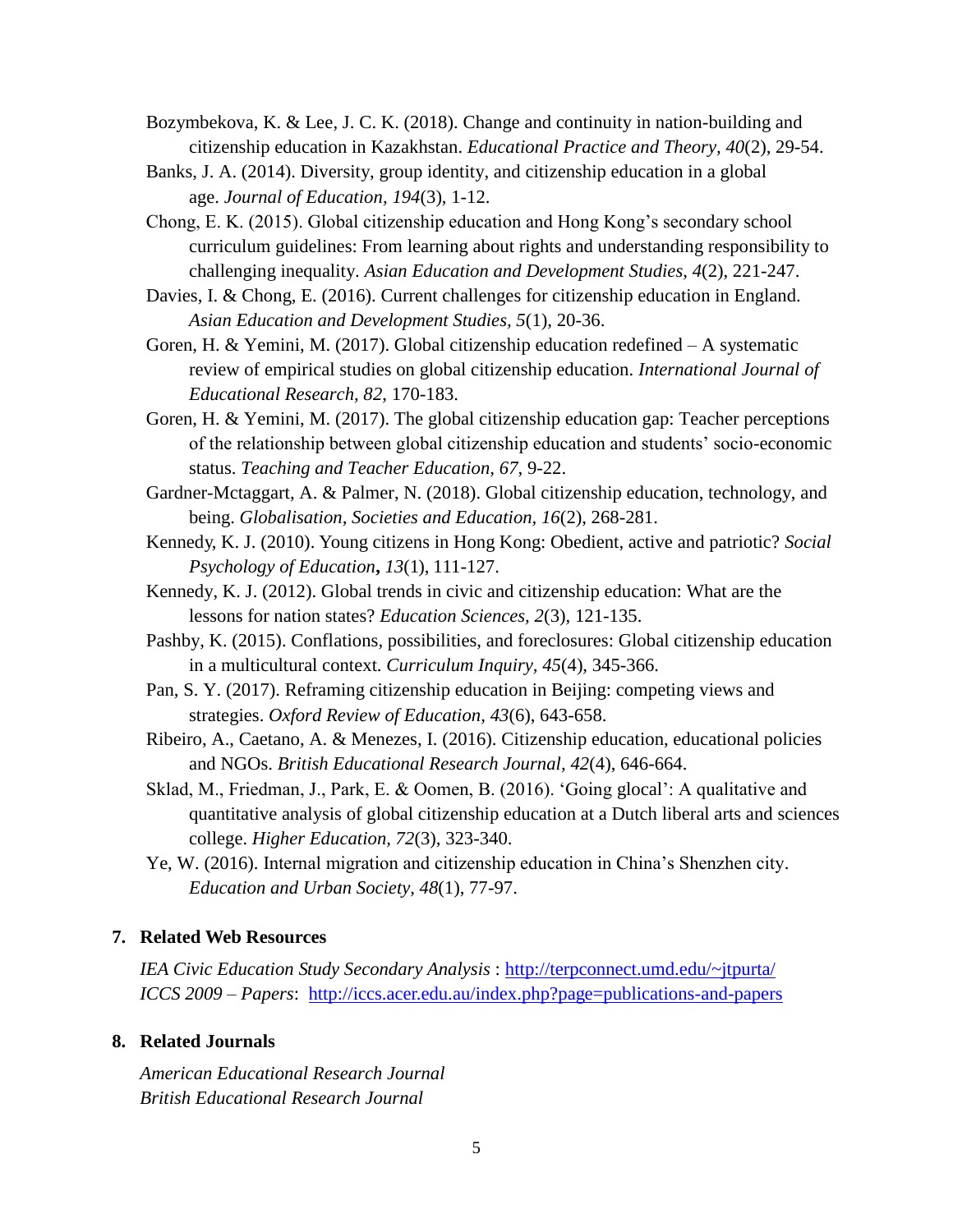Bozymbekova, K. & Lee, J. C. K. (2018). Change and continuity in nation-building and citizenship education in Kazakhstan. *Educational Practice and Theory, 40*(2), 29-54.

Banks, J. A. (2014). Diversity, group identity, and citizenship education in a global age. *Journal of Education, 194*(3), 1-12.

Chong, E. K. (2015). Global citizenship education and Hong Kong's secondary school curriculum guidelines: From learning about rights and understanding responsibility to challenging inequality. *Asian Education and Development Studies, 4*(2), 221-247.

Davies, I. & Chong, E. (2016). Current challenges for citizenship education in England. *Asian Education and Development Studies, 5*(1), 20-36.

Goren, H. & Yemini, M. (2017). Global citizenship education redefined – A systematic review of empirical studies on global citizenship education. *International Journal of Educational Research, 82*, 170-183.

Goren, H. & Yemini, M. (2017). The global citizenship education gap: Teacher perceptions of the relationship between global citizenship education and students' socio-economic status. *Teaching and Teacher Education, 67*, 9-22.

Gardner-Mctaggart, A. & Palmer, N. (2018). Global citizenship education, technology, and being. *Globalisation, Societies and Education, 16*(2), 268-281.

Kennedy, K. J. (2010). Young citizens in Hong Kong: Obedient, active and patriotic? *Social Psychology of Education***,** *13*(1), 111-127.

Kennedy, K. J. (2012). Global trends in civic and citizenship education: What are the lessons for nation states? *Education Sciences, 2*(3), 121-135.

Pashby, K. (2015). Conflations, possibilities, and foreclosures: Global citizenship education in a multicultural context. *Curriculum Inquiry, 45*(4), 345-366.

Pan, S. Y. (2017). Reframing citizenship education in Beijing: competing views and strategies. *Oxford Review of Education, 43*(6), 643-658.

Ribeiro, A., Caetano, A. & Menezes, I. (2016). Citizenship education, educational policies and NGOs. *British Educational Research Journal, 42*(4), 646-664.

Sklad, M., Friedman, J., Park, E. & Oomen, B. (2016). 'Going glocal': A qualitative and quantitative analysis of global citizenship education at a Dutch liberal arts and sciences college. *Higher Education, 72*(3), 323-340.

Ye, W. (2016). Internal migration and citizenship education in China's Shenzhen city. *Education and Urban Society, 48*(1), 77-97.

## 7. Related Web Resources

*IEA Civic Education Study Secondary Analysis* : http://terpconnect.umd.edu/~jtpurta/
*ICCS 2009 – Papers*: http://iccs.acer.edu.au/index.php?page=publications-and-papers

## 8. Related Journals

*American Educational Research Journal*
*British Educational Research Journal*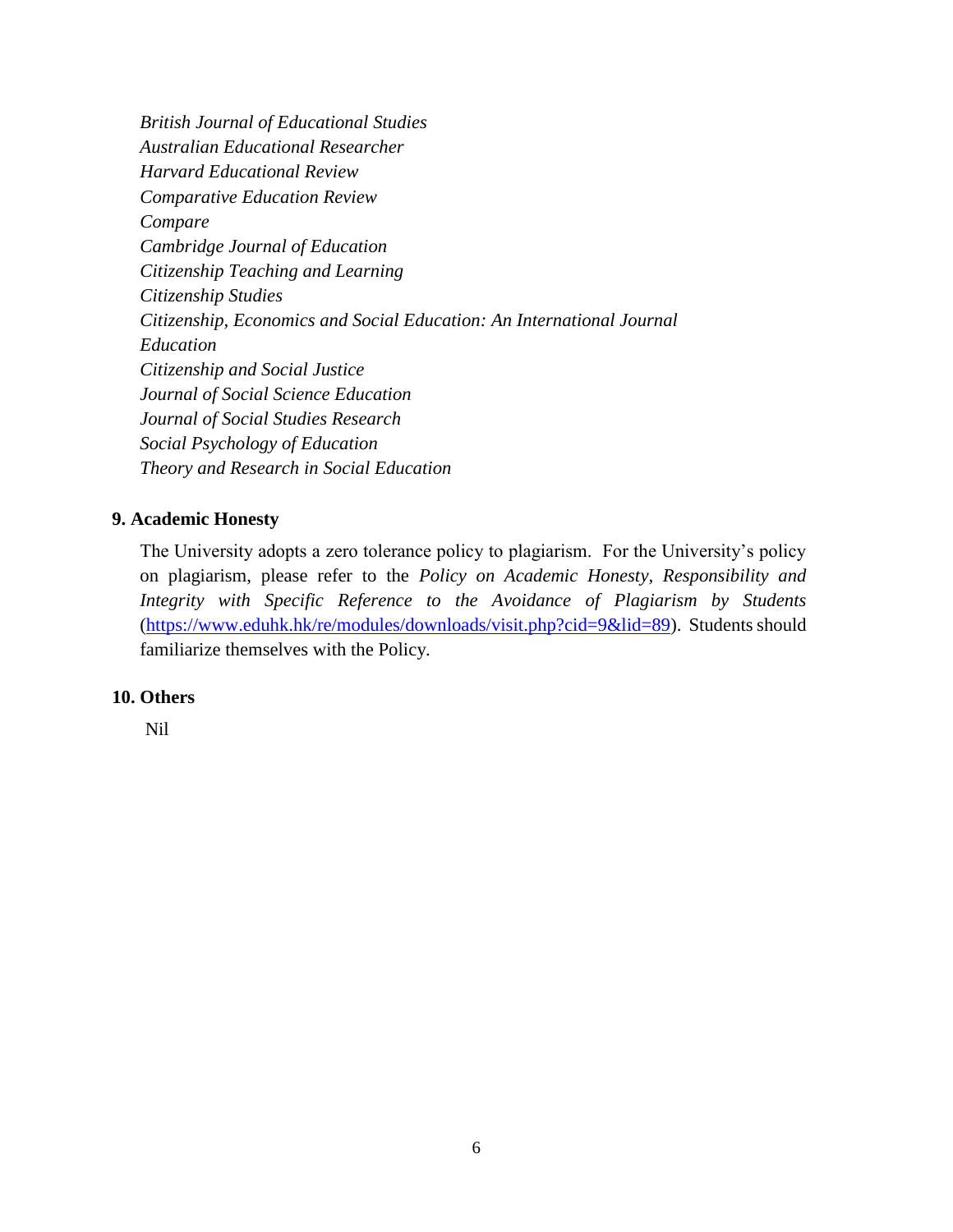*British Journal of Educational Studies*
*Australian Educational Researcher*
*Harvard Educational Review*
*Comparative Education Review*
*Compare*
*Cambridge Journal of Education*
*Citizenship Teaching and Learning*
*Citizenship Studies*
*Citizenship, Economics and Social Education: An International Journal*
*Education*
*Citizenship and Social Justice*
*Journal of Social Science Education*
*Journal of Social Studies Research*
*Social Psychology of Education*
*Theory and Research in Social Education*

## 9. Academic Honesty

The University adopts a zero tolerance policy to plagiarism. For the University's policy on plagiarism, please refer to the *Policy on Academic Honesty, Responsibility and Integrity with Specific Reference to the Avoidance of Plagiarism by Students* (https://www.eduhk.hk/re/modules/downloads/visit.php?cid=9&lid=89). Students should familiarize themselves with the Policy.

## 10. Others

Nil